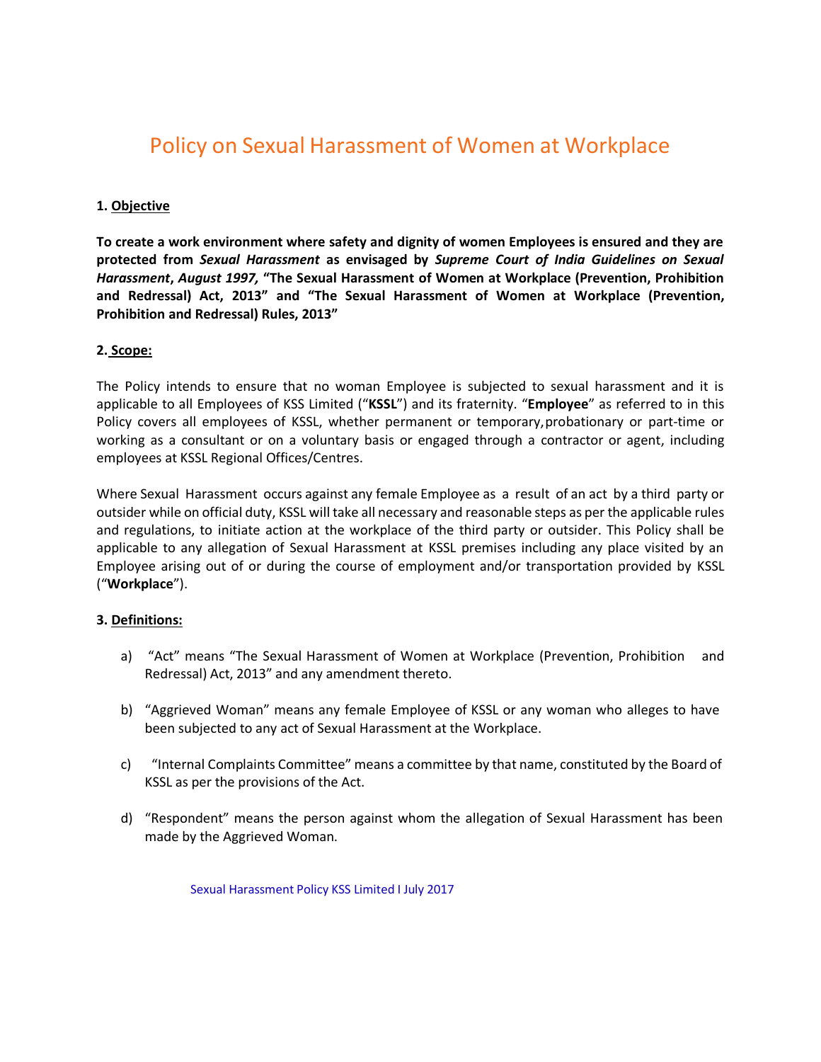# Policy on Sexual Harassment of Women at Workplace

## 1. Objective

**To create a work environment where safety and dignity of women Employees is ensured and they are protected from *Sexual Harassment* as envisaged by *Supreme Court of India Guidelines on Sexual Harassment*, *August 1997,* "The Sexual Harassment of Women at Workplace (Prevention, Prohibition and Redressal) Act, 2013" and "The Sexual Harassment of Women at Workplace (Prevention, Prohibition and Redressal) Rules, 2013"**

## 2. Scope:

The Policy intends to ensure that no woman Employee is subjected to sexual harassment and it is applicable to all Employees of KSS Limited ("**KSSL**") and its fraternity. "**Employee**" as referred to in this Policy covers all employees of KSSL, whether permanent or temporary, probationary or part-time or working as a consultant or on a voluntary basis or engaged through a contractor or agent, including employees at KSSL Regional Offices/Centres.

Where Sexual Harassment occurs against any female Employee as a result of an act by a third party or outsider while on official duty, KSSL will take all necessary and reasonable steps as per the applicable rules and regulations, to initiate action at the workplace of the third party or outsider. This Policy shall be applicable to any allegation of Sexual Harassment at KSSL premises including any place visited by an Employee arising out of or during the course of employment and/or transportation provided by KSSL ("**Workplace**").

## 3. Definitions:

a) "Act" means "The Sexual Harassment of Women at Workplace (Prevention, Prohibition and Redressal) Act, 2013" and any amendment thereto.

b) "Aggrieved Woman" means any female Employee of KSSL or any woman who alleges to have been subjected to any act of Sexual Harassment at the Workplace.

c) "Internal Complaints Committee" means a committee by that name, constituted by the Board of KSSL as per the provisions of the Act.

d) "Respondent" means the person against whom the allegation of Sexual Harassment has been made by the Aggrieved Woman.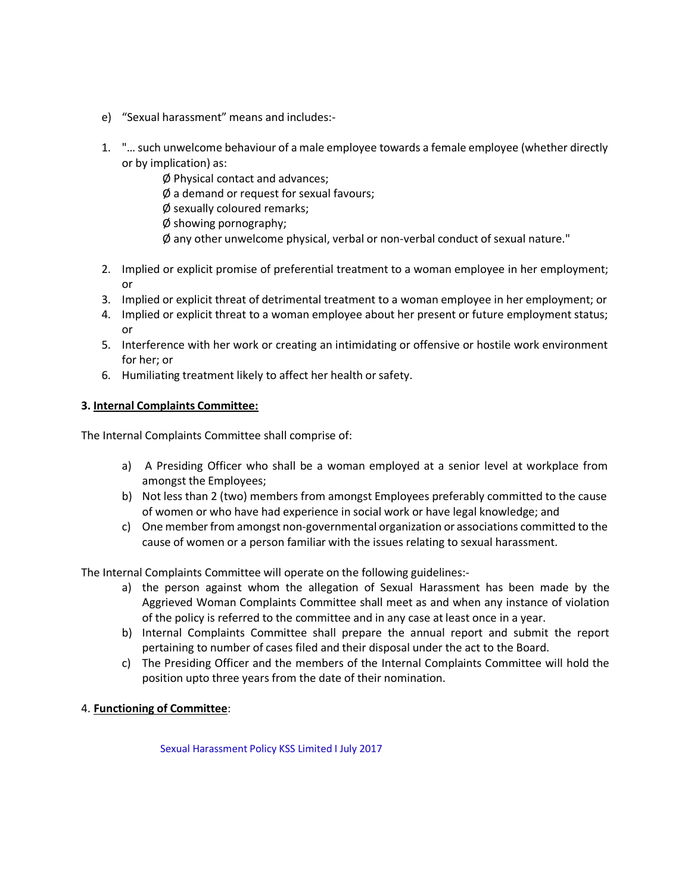e) "Sexual harassment" means and includes:-

1. "… such unwelcome behaviour of a male employee towards a female employee (whether directly or by implication) as:
   - Ø Physical contact and advances;
   - Ø a demand or request for sexual favours;
   - Ø sexually coloured remarks;
   - Ø showing pornography;
   - Ø any other unwelcome physical, verbal or non-verbal conduct of sexual nature."
2. Implied or explicit promise of preferential treatment to a woman employee in her employment; or
3. Implied or explicit threat of detrimental treatment to a woman employee in her employment; or
4. Implied or explicit threat to a woman employee about her present or future employment status; or
5. Interference with her work or creating an intimidating or offensive or hostile work environment for her; or
6. Humiliating treatment likely to affect her health or safety.

**3. Internal Complaints Committee:**

The Internal Complaints Committee shall comprise of:

a) A Presiding Officer who shall be a woman employed at a senior level at workplace from amongst the Employees;

b) Not less than 2 (two) members from amongst Employees preferably committed to the cause of women or who have had experience in social work or have legal knowledge; and

c) One member from amongst non-governmental organization or associations committed to the cause of women or a person familiar with the issues relating to sexual harassment.

The Internal Complaints Committee will operate on the following guidelines:-

a) the person against whom the allegation of Sexual Harassment has been made by the Aggrieved Woman Complaints Committee shall meet as and when any instance of violation of the policy is referred to the committee and in any case at least once in a year.

b) Internal Complaints Committee shall prepare the annual report and submit the report pertaining to number of cases filed and their disposal under the act to the Board.

c) The Presiding Officer and the members of the Internal Complaints Committee will hold the position upto three years from the date of their nomination.

4. **Functioning of Committee**: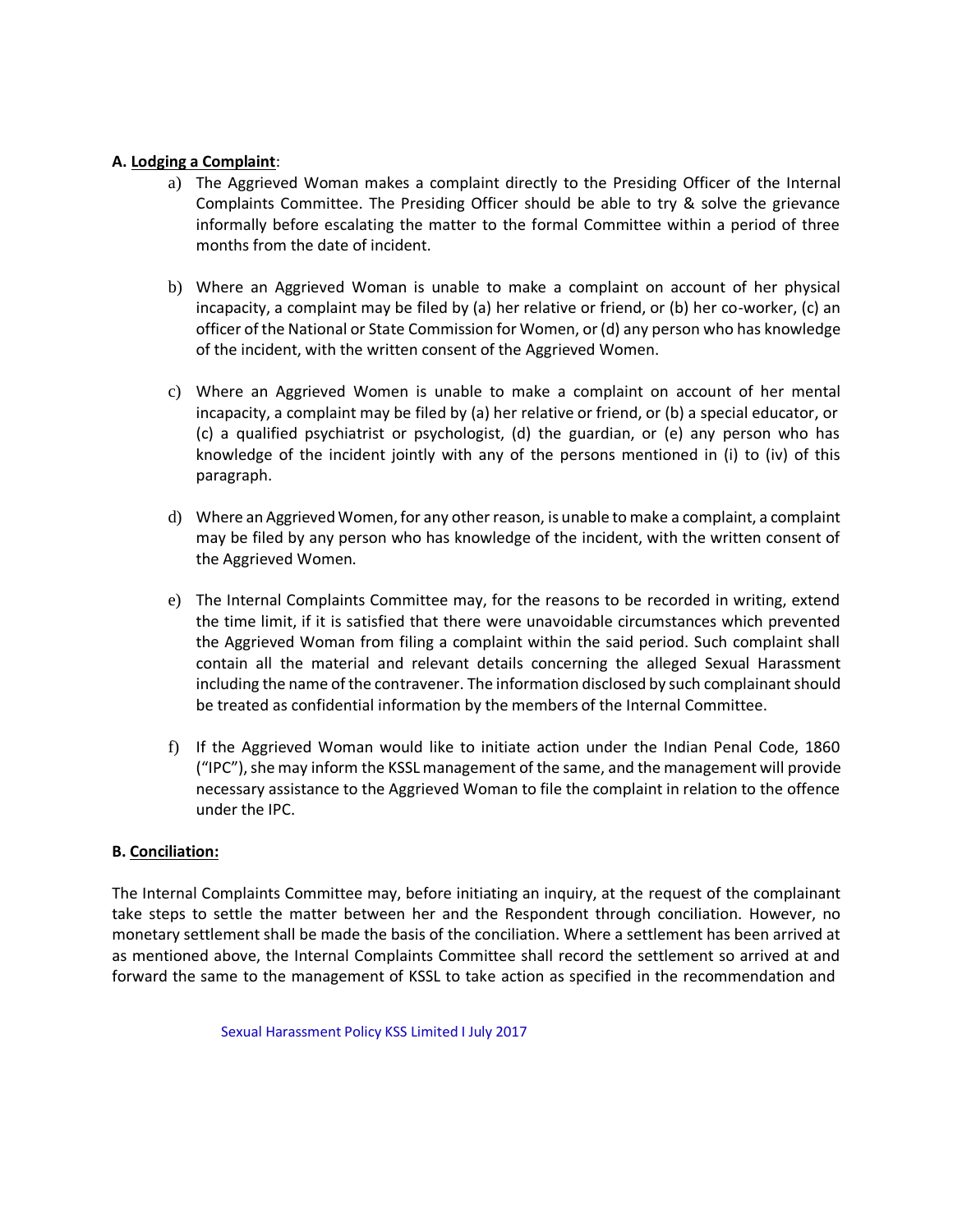**A. Lodging a Complaint**:

a) The Aggrieved Woman makes a complaint directly to the Presiding Officer of the Internal Complaints Committee. The Presiding Officer should be able to try & solve the grievance informally before escalating the matter to the formal Committee within a period of three months from the date of incident.

b) Where an Aggrieved Woman is unable to make a complaint on account of her physical incapacity, a complaint may be filed by (a) her relative or friend, or (b) her co-worker, (c) an officer of the National or State Commission for Women, or (d) any person who has knowledge of the incident, with the written consent of the Aggrieved Women.

c) Where an Aggrieved Women is unable to make a complaint on account of her mental incapacity, a complaint may be filed by (a) her relative or friend, or (b) a special educator, or (c) a qualified psychiatrist or psychologist, (d) the guardian, or (e) any person who has knowledge of the incident jointly with any of the persons mentioned in (i) to (iv) of this paragraph.

d) Where an Aggrieved Women, for any other reason, is unable to make a complaint, a complaint may be filed by any person who has knowledge of the incident, with the written consent of the Aggrieved Women.

e) The Internal Complaints Committee may, for the reasons to be recorded in writing, extend the time limit, if it is satisfied that there were unavoidable circumstances which prevented the Aggrieved Woman from filing a complaint within the said period. Such complaint shall contain all the material and relevant details concerning the alleged Sexual Harassment including the name of the contravener. The information disclosed by such complainant should be treated as confidential information by the members of the Internal Committee.

f) If the Aggrieved Woman would like to initiate action under the Indian Penal Code, 1860 ("IPC"), she may inform the KSSL management of the same, and the management will provide necessary assistance to the Aggrieved Woman to file the complaint in relation to the offence under the IPC.

**B. Conciliation:**

The Internal Complaints Committee may, before initiating an inquiry, at the request of the complainant take steps to settle the matter between her and the Respondent through conciliation. However, no monetary settlement shall be made the basis of the conciliation. Where a settlement has been arrived at as mentioned above, the Internal Complaints Committee shall record the settlement so arrived at and forward the same to the management of KSSL to take action as specified in the recommendation and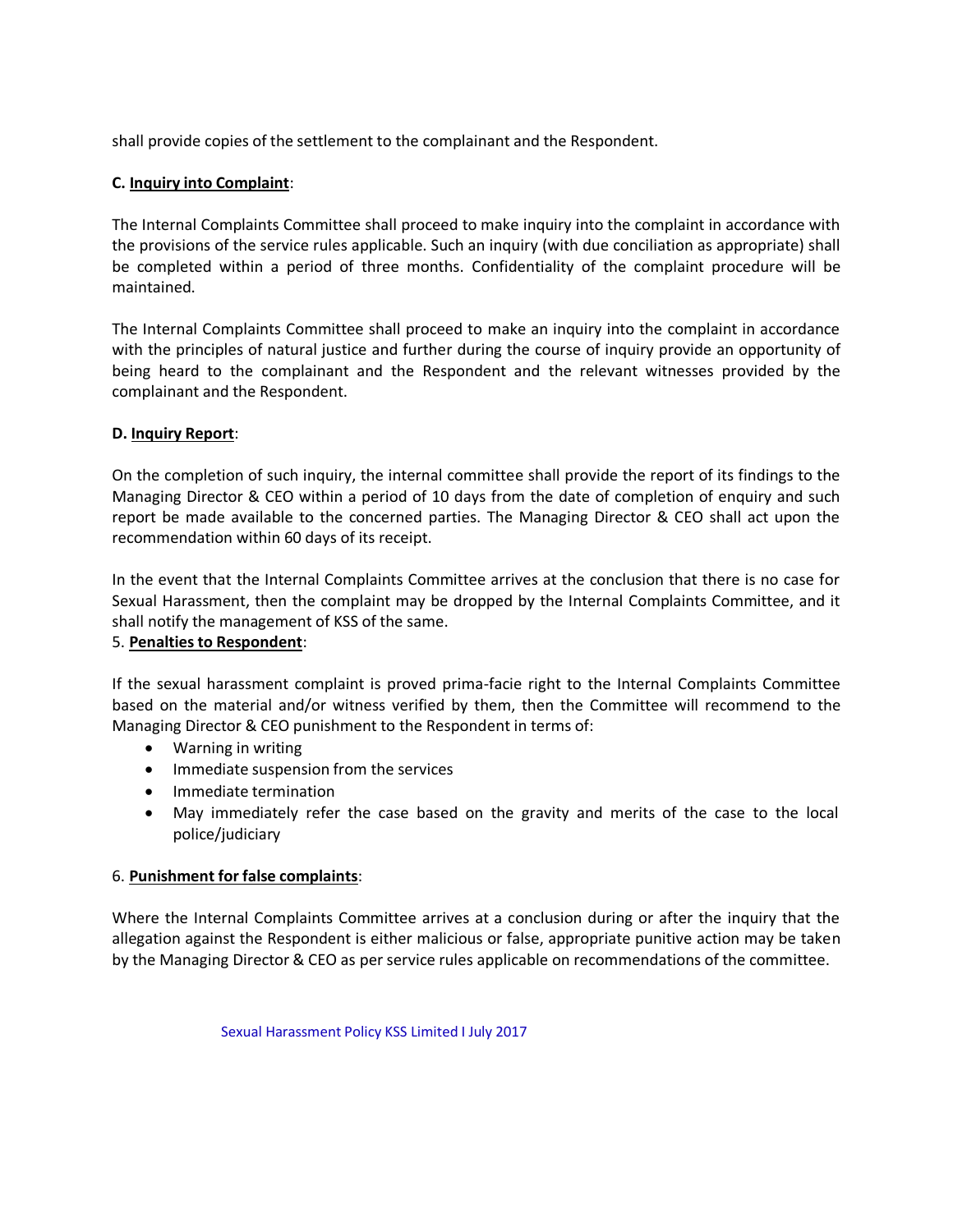shall provide copies of the settlement to the complainant and the Respondent.

**C. Inquiry into Complaint**:

The Internal Complaints Committee shall proceed to make inquiry into the complaint in accordance with the provisions of the service rules applicable. Such an inquiry (with due conciliation as appropriate) shall be completed within a period of three months. Confidentiality of the complaint procedure will be maintained.

The Internal Complaints Committee shall proceed to make an inquiry into the complaint in accordance with the principles of natural justice and further during the course of inquiry provide an opportunity of being heard to the complainant and the Respondent and the relevant witnesses provided by the complainant and the Respondent.

**D. Inquiry Report**:

On the completion of such inquiry, the internal committee shall provide the report of its findings to the Managing Director & CEO within a period of 10 days from the date of completion of enquiry and such report be made available to the concerned parties. The Managing Director & CEO shall act upon the recommendation within 60 days of its receipt.

In the event that the Internal Complaints Committee arrives at the conclusion that there is no case for Sexual Harassment, then the complaint may be dropped by the Internal Complaints Committee, and it shall notify the management of KSS of the same.

5. **Penalties to Respondent**:

If the sexual harassment complaint is proved prima-facie right to the Internal Complaints Committee based on the material and/or witness verified by them, then the Committee will recommend to the Managing Director & CEO punishment to the Respondent in terms of:

- Warning in writing
- Immediate suspension from the services
- Immediate termination
- May immediately refer the case based on the gravity and merits of the case to the local police/judiciary

6. **Punishment for false complaints**:

Where the Internal Complaints Committee arrives at a conclusion during or after the inquiry that the allegation against the Respondent is either malicious or false, appropriate punitive action may be taken by the Managing Director & CEO as per service rules applicable on recommendations of the committee.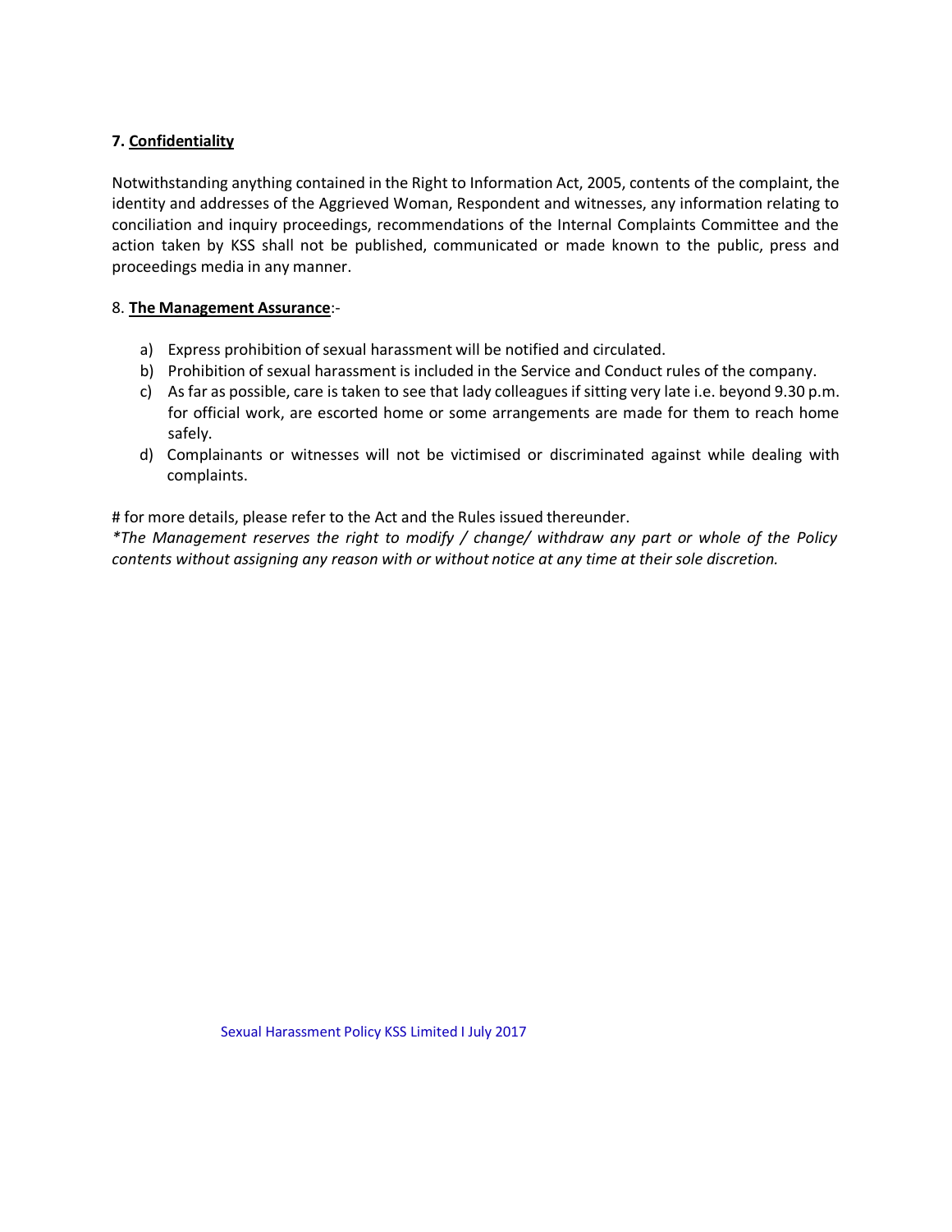**7. Confidentiality**

Notwithstanding anything contained in the Right to Information Act, 2005, contents of the complaint, the identity and addresses of the Aggrieved Woman, Respondent and witnesses, any information relating to conciliation and inquiry proceedings, recommendations of the Internal Complaints Committee and the action taken by KSS shall not be published, communicated or made known to the public, press and proceedings media in any manner.

8. **The Management Assurance**:-

a) Express prohibition of sexual harassment will be notified and circulated.
b) Prohibition of sexual harassment is included in the Service and Conduct rules of the company.
c) As far as possible, care is taken to see that lady colleagues if sitting very late i.e. beyond 9.30 p.m. for official work, are escorted home or some arrangements are made for them to reach home safely.
d) Complainants or witnesses will not be victimised or discriminated against while dealing with complaints.

# for more details, please refer to the Act and the Rules issued thereunder.

*\*The Management reserves the right to modify / change/ withdraw any part or whole of the Policy contents without assigning any reason with or without notice at any time at their sole discretion.*